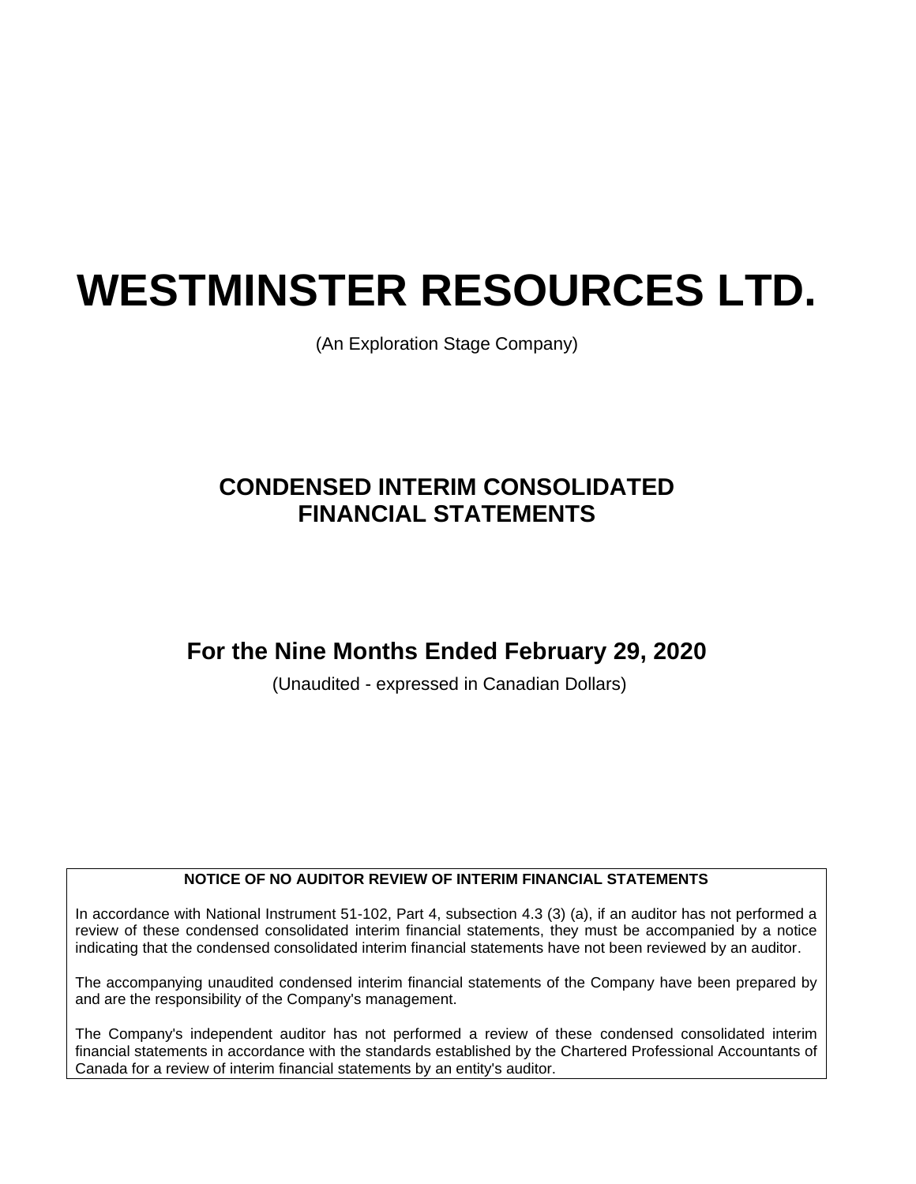# WESTMINSTER RESOURCES LTD.

(An Exploration Stage Company)

## CONDENSED INTERIM CONSOLIDATED FINANCIAL STATEMENTS

## For the Nine Months Ended February 29, 2020

(Unaudited - expressed in Canadian Dollars)

**NOTICE OF NO AUDITOR REVIEW OF INTERIM FINANCIAL STATEMENTS**

In accordance with National Instrument 51-102, Part 4, subsection 4.3 (3) (a), if an auditor has not performed a review of these condensed consolidated interim financial statements, they must be accompanied by a notice indicating that the condensed consolidated interim financial statements have not been reviewed by an auditor.

The accompanying unaudited condensed interim financial statements of the Company have been prepared by and are the responsibility of the Company's management.

The Company's independent auditor has not performed a review of these condensed consolidated interim financial statements in accordance with the standards established by the Chartered Professional Accountants of Canada for a review of interim financial statements by an entity's auditor.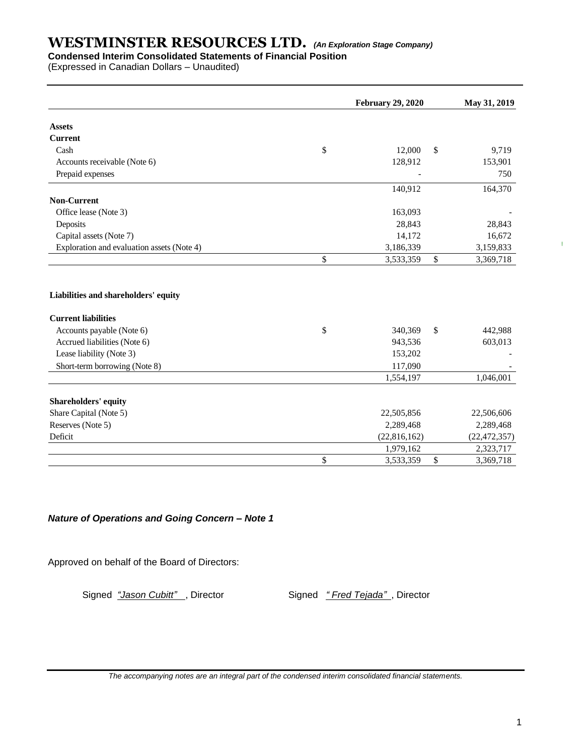# WESTMINSTER RESOURCES LTD. *(An Exploration Stage Company)*

**Condensed Interim Consolidated Statements of Financial Position**

(Expressed in Canadian Dollars – Unaudited)

| | February 29, 2020 | May 31, 2019 |
|---|---|---|
| **Assets** | | |
| **Current** | | |
| Cash | $ 12,000 | $ 9,719 |
| Accounts receivable (Note 6) | 128,912 | 153,901 |
| Prepaid expenses | - | 750 |
| | 140,912 | 164,370 |
| **Non-Current** | | |
| Office lease (Note 3) | 163,093 | - |
| Deposits | 28,843 | 28,843 |
| Capital assets (Note 7) | 14,172 | 16,672 |
| Exploration and evaluation assets (Note 4) | 3,186,339 | 3,159,833 |
| | $ 3,533,359 | $ 3,369,718 |
| **Liabilities and shareholders' equity** | | |
| **Current liabilities** | | |
| Accounts payable (Note 6) | $ 340,369 | $ 442,988 |
| Accrued liabilities (Note 6) | 943,536 | 603,013 |
| Lease liability (Note 3) | 153,202 | - |
| Short-term borrowing (Note 8) | 117,090 | - |
| | 1,554,197 | 1,046,001 |
| **Shareholders' equity** | | |
| Share Capital (Note 5) | 22,505,856 | 22,506,606 |
| Reserves (Note 5) | 2,289,468 | 2,289,468 |
| Deficit | (22,816,162) | (22,472,357) |
| | 1,979,162 | 2,323,717 |
| | $ 3,533,359 | $ 3,369,718 |

***Nature of Operations and Going Concern – Note 1***

Approved on behalf of the Board of Directors:

Signed *"Jason Cubitt"* , Director          Signed *" Fred Tejada"* , Director

*The accompanying notes are an integral part of the condensed interim consolidated financial statements.*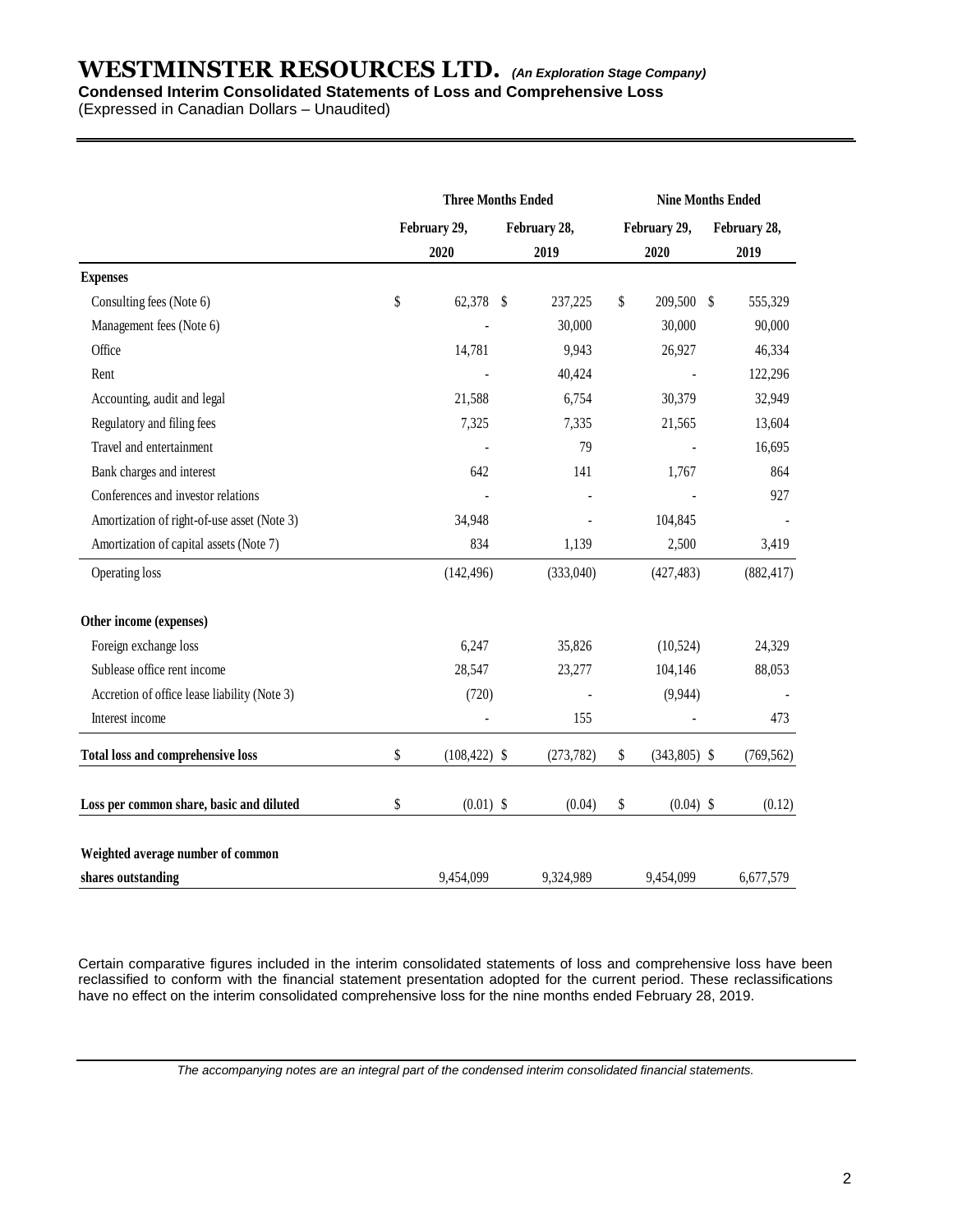# WESTMINSTER RESOURCES LTD. *(An Exploration Stage Company)*

**Condensed Interim Consolidated Statements of Loss and Comprehensive Loss**

(Expressed in Canadian Dollars – Unaudited)

| | Three Months Ended | | Nine Months Ended | |
|---|---|---|---|---|
| | February 29, 2020 | February 28, 2019 | February 29, 2020 | February 28, 2019 |
| **Expenses** | | | | |
| Consulting fees (Note 6) | $ 62,378 | $ 237,225 | $ 209,500 | $ 555,329 |
| Management fees (Note 6) | - | 30,000 | 30,000 | 90,000 |
| Office | 14,781 | 9,943 | 26,927 | 46,334 |
| Rent | - | 40,424 | - | 122,296 |
| Accounting, audit and legal | 21,588 | 6,754 | 30,379 | 32,949 |
| Regulatory and filing fees | 7,325 | 7,335 | 21,565 | 13,604 |
| Travel and entertainment | - | 79 | - | 16,695 |
| Bank charges and interest | 642 | 141 | 1,767 | 864 |
| Conferences and investor relations | - | - | - | 927 |
| Amortization of right-of-use asset (Note 3) | 34,948 | - | 104,845 | - |
| Amortization of capital assets (Note 7) | 834 | 1,139 | 2,500 | 3,419 |
| Operating loss | (142,496) | (333,040) | (427,483) | (882,417) |
| **Other income (expenses)** | | | | |
| Foreign exchange loss | 6,247 | 35,826 | (10,524) | 24,329 |
| Sublease office rent income | 28,547 | 23,277 | 104,146 | 88,053 |
| Accretion of office lease liability (Note 3) | (720) | - | (9,944) | - |
| Interest income | - | 155 | - | 473 |
| **Total loss and comprehensive loss** | $ (108,422) | $ (273,782) | $ (343,805) | $ (769,562) |
| **Loss per common share, basic and diluted** | $ (0.01) | $ (0.04) | $ (0.04) | $ (0.12) |
| **Weighted average number of common shares outstanding** | 9,454,099 | 9,324,989 | 9,454,099 | 6,677,579 |

Certain comparative figures included in the interim consolidated statements of loss and comprehensive loss have been reclassified to conform with the financial statement presentation adopted for the current period. These reclassifications have no effect on the interim consolidated comprehensive loss for the nine months ended February 28, 2019.

*The accompanying notes are an integral part of the condensed interim consolidated financial statements.*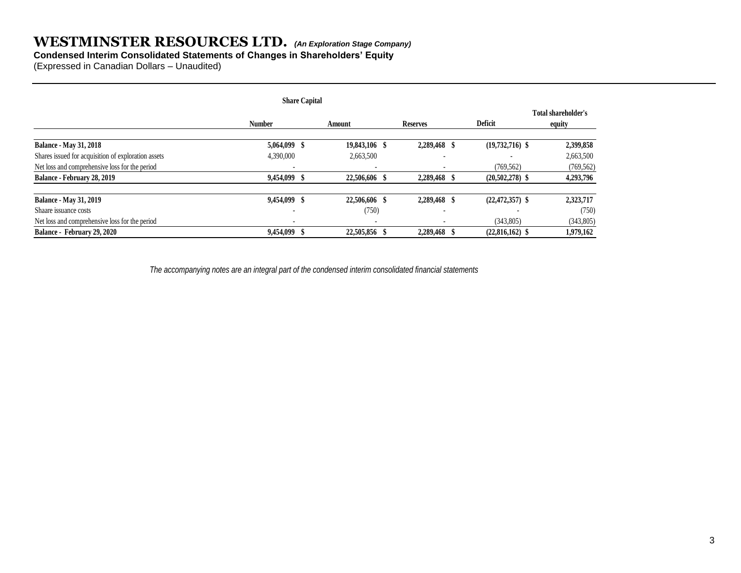# WESTMINSTER RESOURCES LTD. *(An Exploration Stage Company)*

**Condensed Interim Consolidated Statements of Changes in Shareholders' Equity**

(Expressed in Canadian Dollars – Unaudited)

| | Share Capital | | | | |
|---|---|---|---|---|---|
| | Number | Amount | Reserves | Deficit | Total shareholder's equity |
| **Balance - May 31, 2018** | **5,064,099** | **$ 19,843,106** | **$ 2,289,468** | **$ (19,732,716)** | **$ 2,399,858** |
| Shares issued for acquisition of exploration assets | 4,390,000 | 2,663,500 | - | - | 2,663,500 |
| Net loss and comprehensive loss for the period | - | - | - | (769,562) | (769,562) |
| **Balance - February 28, 2019** | **9,454,099** | **$ 22,506,606** | **$ 2,289,468** | **$ (20,502,278)** | **$ 4,293,796** |
| **Balance - May 31, 2019** | **9,454,099** | **$ 22,506,606** | **$ 2,289,468** | **$ (22,472,357)** | **$ 2,323,717** |
| Shaare issuance costs | - | (750) | - | - | (750) |
| Net loss and comprehensive loss for the period | - | - | - | (343,805) | (343,805) |
| **Balance - February 29, 2020** | **9,454,099** | **$ 22,505,856** | **$ 2,289,468** | **$ (22,816,162)** | **$ 1,979,162** |

*The accompanying notes are an integral part of the condensed interim consolidated financial statements*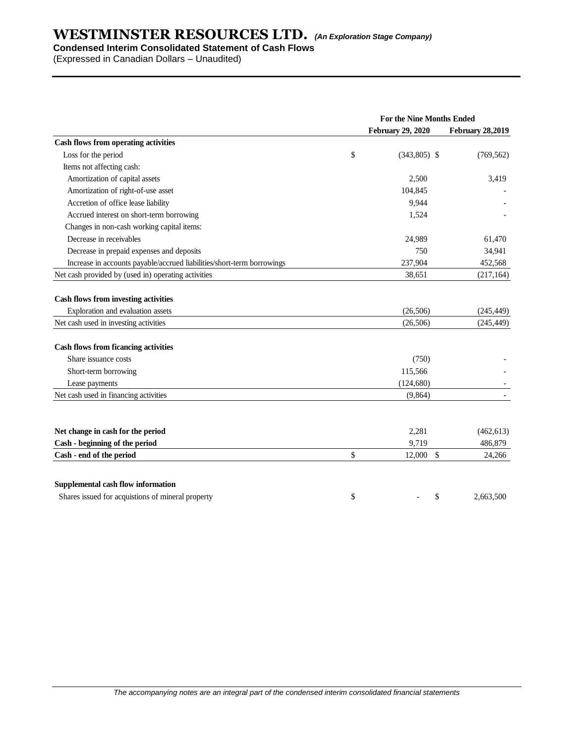# WESTMINSTER RESOURCES LTD. *(An Exploration Stage Company)*

**Condensed Interim Consolidated Statement of Cash Flows**

(Expressed in Canadian Dollars – Unaudited)

| | For the Nine Months Ended | |
|---|---|---|
| | **February 29, 2020** | **February 28,2019** |
| **Cash flows from operating activities** | | |
| Loss for the period | $ (343,805) | $ (769,562) |
| Items not affecting cash: | | |
| Amortization of capital assets | 2,500 | 3,419 |
| Amortization of right-of-use asset | 104,845 | - |
| Accretion of office lease liability | 9,944 | - |
| Accrued interest on short-term borrowing | 1,524 | - |
| Changes in non-cash working capital items: | | |
| Decrease in receivables | 24,989 | 61,470 |
| Decrease in prepaid expenses and deposits | 750 | 34,941 |
| Increase in accounts payable/accrued liabilities/short-term borrowings | 237,904 | 452,568 |
| Net cash provided by (used in) operating activities | 38,651 | (217,164) |
| | | |
| **Cash flows from investing activities** | | |
| Exploration and evaluation assets | (26,506) | (245,449) |
| Net cash used in investing activities | (26,506) | (245,449) |
| | | |
| **Cash flows from ficancing activities** | | |
| Share issuance costs | (750) | - |
| Short-term borrowing | 115,566 | - |
| Lease payments | (124,680) | - |
| Net cash used in financing activities | (9,864) | - |
| | | |
| **Net change in cash for the period** | 2,281 | (462,613) |
| **Cash - beginning of the period** | 9,719 | 486,879 |
| **Cash - end of the period** | $ 12,000 | $ 24,266 |
| | | |
| **Supplemental cash flow information** | | |
| Shares issued for acquistions of mineral property | $ - | $ 2,663,500 |

*The accompanying notes are an integral part of the condensed interim consolidated financial statements*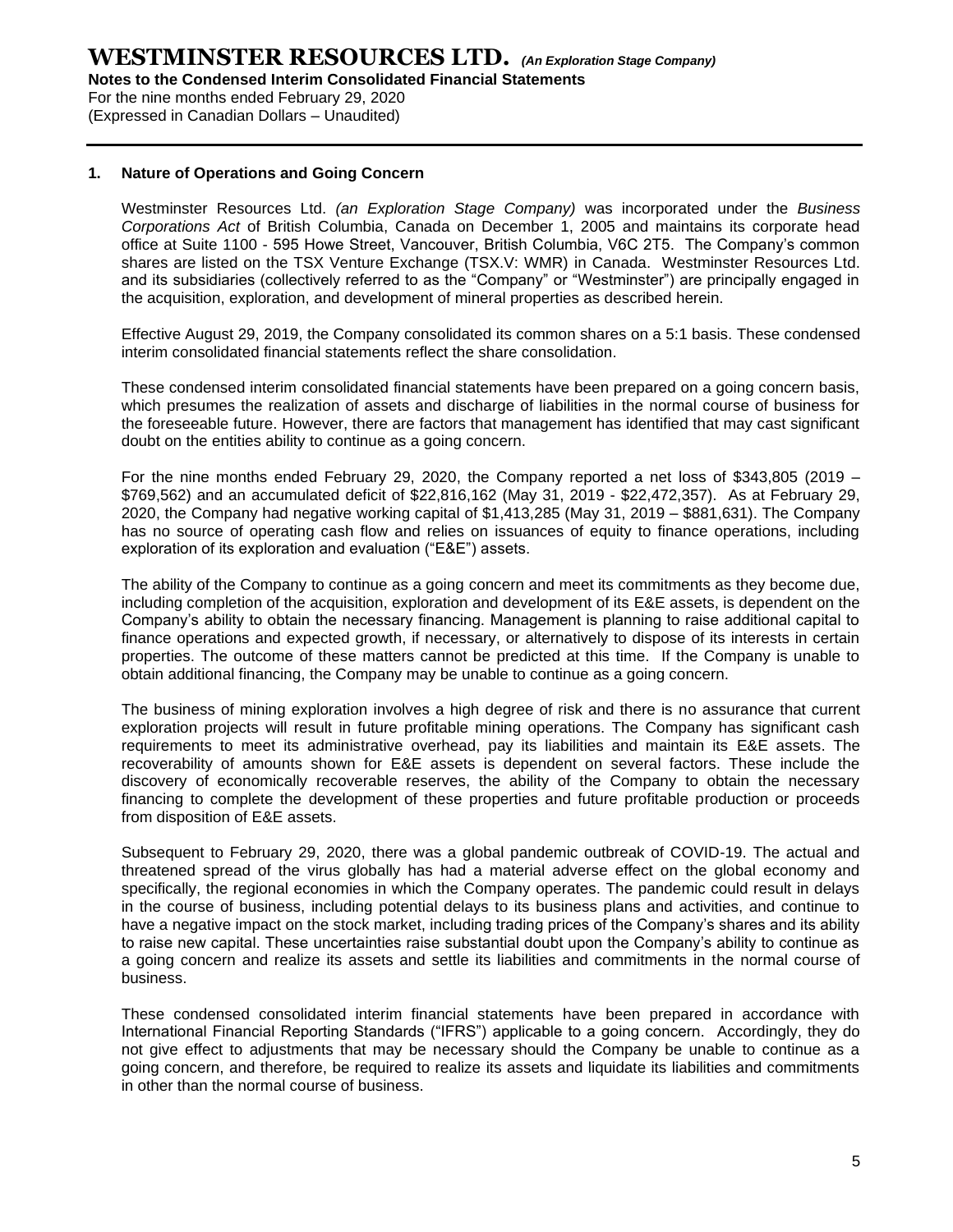## 1. Nature of Operations and Going Concern

Westminster Resources Ltd. *(an Exploration Stage Company)* was incorporated under the *Business Corporations Act* of British Columbia, Canada on December 1, 2005 and maintains its corporate head office at Suite 1100 - 595 Howe Street, Vancouver, British Columbia, V6C 2T5. The Company's common shares are listed on the TSX Venture Exchange (TSX.V: WMR) in Canada. Westminster Resources Ltd. and its subsidiaries (collectively referred to as the "Company" or "Westminster") are principally engaged in the acquisition, exploration, and development of mineral properties as described herein.

Effective August 29, 2019, the Company consolidated its common shares on a 5:1 basis. These condensed interim consolidated financial statements reflect the share consolidation.

These condensed interim consolidated financial statements have been prepared on a going concern basis, which presumes the realization of assets and discharge of liabilities in the normal course of business for the foreseeable future. However, there are factors that management has identified that may cast significant doubt on the entities ability to continue as a going concern.

For the nine months ended February 29, 2020, the Company reported a net loss of $343,805 (2019 – $769,562) and an accumulated deficit of $22,816,162 (May 31, 2019 - $22,472,357). As at February 29, 2020, the Company had negative working capital of $1,413,285 (May 31, 2019 – $881,631). The Company has no source of operating cash flow and relies on issuances of equity to finance operations, including exploration of its exploration and evaluation ("E&E") assets.

The ability of the Company to continue as a going concern and meet its commitments as they become due, including completion of the acquisition, exploration and development of its E&E assets, is dependent on the Company's ability to obtain the necessary financing. Management is planning to raise additional capital to finance operations and expected growth, if necessary, or alternatively to dispose of its interests in certain properties. The outcome of these matters cannot be predicted at this time. If the Company is unable to obtain additional financing, the Company may be unable to continue as a going concern.

The business of mining exploration involves a high degree of risk and there is no assurance that current exploration projects will result in future profitable mining operations. The Company has significant cash requirements to meet its administrative overhead, pay its liabilities and maintain its E&E assets. The recoverability of amounts shown for E&E assets is dependent on several factors. These include the discovery of economically recoverable reserves, the ability of the Company to obtain the necessary financing to complete the development of these properties and future profitable production or proceeds from disposition of E&E assets.

Subsequent to February 29, 2020, there was a global pandemic outbreak of COVID-19. The actual and threatened spread of the virus globally has had a material adverse effect on the global economy and specifically, the regional economies in which the Company operates. The pandemic could result in delays in the course of business, including potential delays to its business plans and activities, and continue to have a negative impact on the stock market, including trading prices of the Company's shares and its ability to raise new capital. These uncertainties raise substantial doubt upon the Company's ability to continue as a going concern and realize its assets and settle its liabilities and commitments in the normal course of business.

These condensed consolidated interim financial statements have been prepared in accordance with International Financial Reporting Standards ("IFRS") applicable to a going concern. Accordingly, they do not give effect to adjustments that may be necessary should the Company be unable to continue as a going concern, and therefore, be required to realize its assets and liquidate its liabilities and commitments in other than the normal course of business.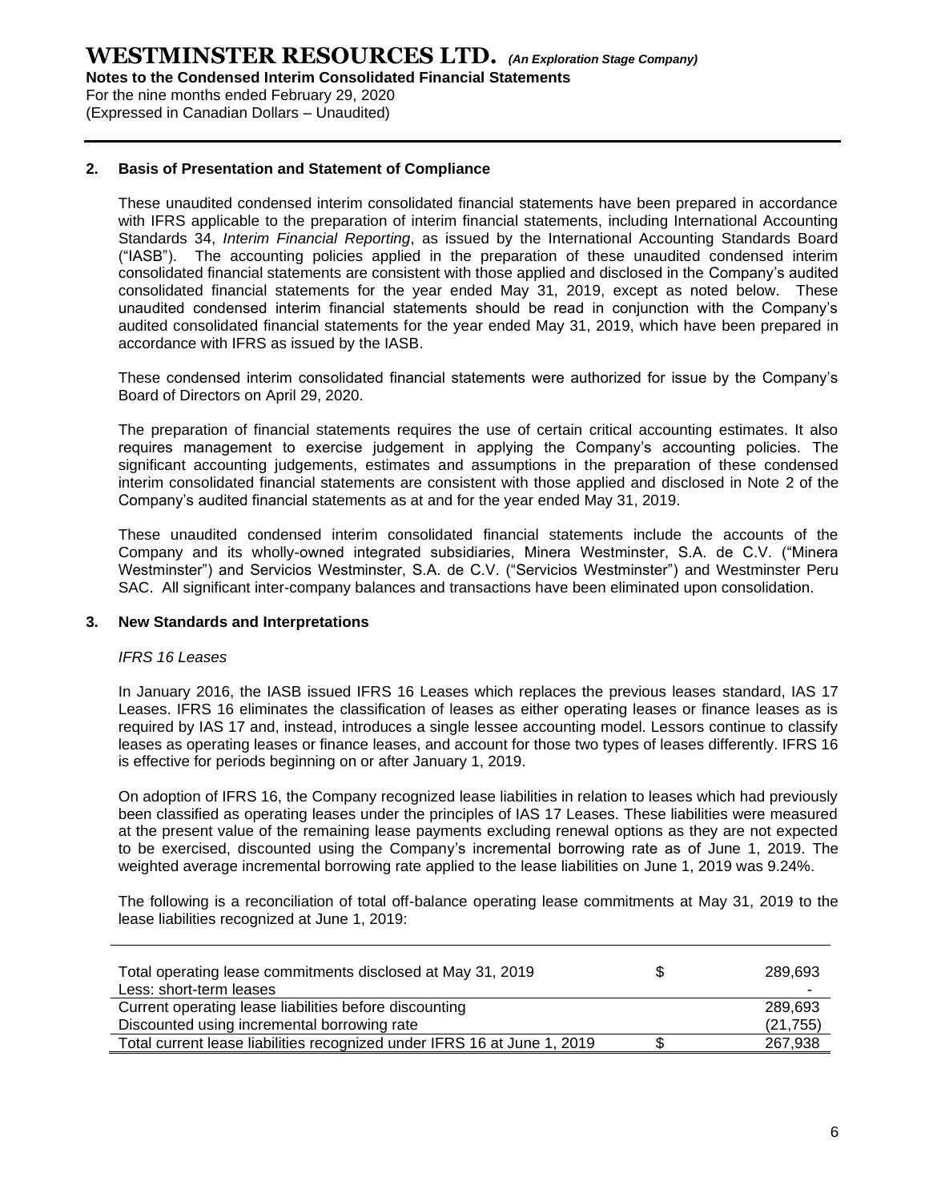## 2. Basis of Presentation and Statement of Compliance

These unaudited condensed interim consolidated financial statements have been prepared in accordance with IFRS applicable to the preparation of interim financial statements, including International Accounting Standards 34, *Interim Financial Reporting*, as issued by the International Accounting Standards Board ("IASB"). The accounting policies applied in the preparation of these unaudited condensed interim consolidated financial statements are consistent with those applied and disclosed in the Company's audited consolidated financial statements for the year ended May 31, 2019, except as noted below. These unaudited condensed interim financial statements should be read in conjunction with the Company's audited consolidated financial statements for the year ended May 31, 2019, which have been prepared in accordance with IFRS as issued by the IASB.

These condensed interim consolidated financial statements were authorized for issue by the Company's Board of Directors on April 29, 2020.

The preparation of financial statements requires the use of certain critical accounting estimates. It also requires management to exercise judgement in applying the Company's accounting policies. The significant accounting judgements, estimates and assumptions in the preparation of these condensed interim consolidated financial statements are consistent with those applied and disclosed in Note 2 of the Company's audited financial statements as at and for the year ended May 31, 2019.

These unaudited condensed interim consolidated financial statements include the accounts of the Company and its wholly-owned integrated subsidiaries, Minera Westminster, S.A. de C.V. ("Minera Westminster") and Servicios Westminster, S.A. de C.V. ("Servicios Westminster") and Westminster Peru SAC. All significant inter-company balances and transactions have been eliminated upon consolidation.

## 3. New Standards and Interpretations

*IFRS 16 Leases*

In January 2016, the IASB issued IFRS 16 Leases which replaces the previous leases standard, IAS 17 Leases. IFRS 16 eliminates the classification of leases as either operating leases or finance leases as is required by IAS 17 and, instead, introduces a single lessee accounting model. Lessors continue to classify leases as operating leases or finance leases, and account for those two types of leases differently. IFRS 16 is effective for periods beginning on or after January 1, 2019.

On adoption of IFRS 16, the Company recognized lease liabilities in relation to leases which had previously been classified as operating leases under the principles of IAS 17 Leases. These liabilities were measured at the present value of the remaining lease payments excluding renewal options as they are not expected to be exercised, discounted using the Company's incremental borrowing rate as of June 1, 2019. The weighted average incremental borrowing rate applied to the lease liabilities on June 1, 2019 was 9.24%.

The following is a reconciliation of total off-balance operating lease commitments at May 31, 2019 to the lease liabilities recognized at June 1, 2019:

| | | |
|---|---|---|
| Total operating lease commitments disclosed at May 31, 2019 | $ | 289,693 |
| Less: short-term leases | | - |
| Current operating lease liabilities before discounting | | 289,693 |
| Discounted using incremental borrowing rate | | (21,755) |
| Total current lease liabilities recognized under IFRS 16 at June 1, 2019 | $ | 267,938 |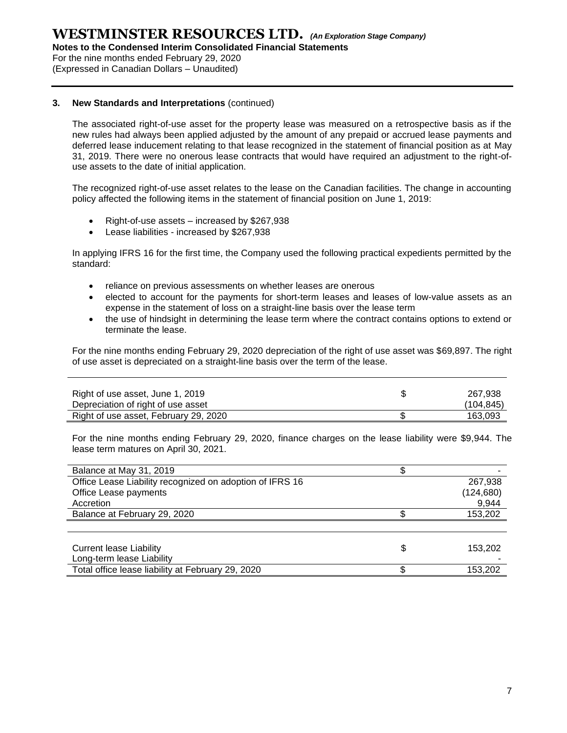### 3. New Standards and Interpretations (continued)

The associated right-of-use asset for the property lease was measured on a retrospective basis as if the new rules had always been applied adjusted by the amount of any prepaid or accrued lease payments and deferred lease inducement relating to that lease recognized in the statement of financial position as at May 31, 2019. There were no onerous lease contracts that would have required an adjustment to the right-of-use assets to the date of initial application.

The recognized right-of-use asset relates to the lease on the Canadian facilities. The change in accounting policy affected the following items in the statement of financial position on June 1, 2019:

- Right-of-use assets – increased by $267,938
- Lease liabilities - increased by $267,938

In applying IFRS 16 for the first time, the Company used the following practical expedients permitted by the standard:

- reliance on previous assessments on whether leases are onerous
- elected to account for the payments for short-term leases and leases of low-value assets as an expense in the statement of loss on a straight-line basis over the lease term
- the use of hindsight in determining the lease term where the contract contains options to extend or terminate the lease.

For the nine months ending February 29, 2020 depreciation of the right of use asset was $69,897. The right of use asset is depreciated on a straight-line basis over the term of the lease.

| | | |
|---|---|---|
| Right of use asset, June 1, 2019 | $ | 267,938 |
| Depreciation of right of use asset | | (104,845) |
| Right of use asset, February 29, 2020 | $ | 163,093 |

For the nine months ending February 29, 2020, finance charges on the lease liability were $9,944. The lease term matures on April 30, 2021.

| | | |
|---|---|---|
| Balance at May 31, 2019 | $ | - |
| Office Lease Liability recognized on adoption of IFRS 16 | | 267,938 |
| Office Lease payments | | (124,680) |
| Accretion | | 9,944 |
| Balance at February 29, 2020 | $ | 153,202 |

| | | |
|---|---|---|
| Current lease Liability | $ | 153,202 |
| Long-term lease Liability | | - |
| Total office lease liability at February 29, 2020 | $ | 153,202 |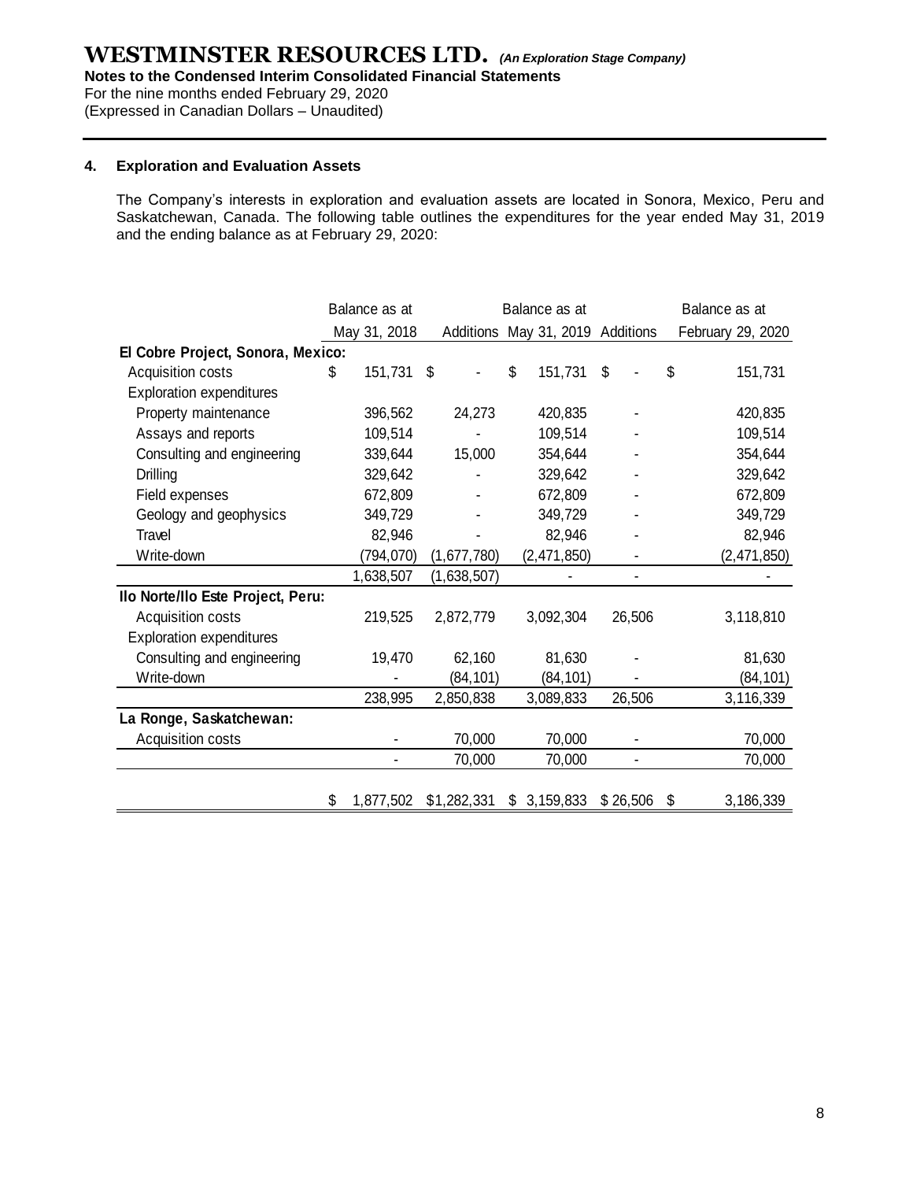**WESTMINSTER RESOURCES LTD.** *(An Exploration Stage Company)*
**Notes to the Condensed Interim Consolidated Financial Statements**
For the nine months ended February 29, 2020
(Expressed in Canadian Dollars – Unaudited)

## 4. Exploration and Evaluation Assets

The Company's interests in exploration and evaluation assets are located in Sonora, Mexico, Peru and Saskatchewan, Canada. The following table outlines the expenditures for the year ended May 31, 2019 and the ending balance as at February 29, 2020:

| | Balance as at May 31, 2018 | Additions | Balance as at May 31, 2019 | Additions | Balance as at February 29, 2020 |
|---|---|---|---|---|---|
| **El Cobre Project, Sonora, Mexico:** | | | | | |
| Acquisition costs | $ 151,731 | $ - | $ 151,731 | $ - | $ 151,731 |
| Exploration expenditures | | | | | |
| Property maintenance | 396,562 | 24,273 | 420,835 | - | 420,835 |
| Assays and reports | 109,514 | - | 109,514 | - | 109,514 |
| Consulting and engineering | 339,644 | 15,000 | 354,644 | - | 354,644 |
| Drilling | 329,642 | - | 329,642 | - | 329,642 |
| Field expenses | 672,809 | - | 672,809 | - | 672,809 |
| Geology and geophysics | 349,729 | - | 349,729 | - | 349,729 |
| Travel | 82,946 | - | 82,946 | - | 82,946 |
| Write-down | (794,070) | (1,677,780) | (2,471,850) | - | (2,471,850) |
| | 1,638,507 | (1,638,507) | - | - | - |
| **Ilo Norte/Ilo Este Project, Peru:** | | | | | |
| Acquisition costs | 219,525 | 2,872,779 | 3,092,304 | 26,506 | 3,118,810 |
| Exploration expenditures | | | | | |
| Consulting and engineering | 19,470 | 62,160 | 81,630 | - | 81,630 |
| Write-down | - | (84,101) | (84,101) | - | (84,101) |
| | 238,995 | 2,850,838 | 3,089,833 | 26,506 | 3,116,339 |
| **La Ronge, Saskatchewan:** | | | | | |
| Acquisition costs | - | 70,000 | 70,000 | - | 70,000 |
| | - | 70,000 | 70,000 | - | 70,000 |
| | $ 1,877,502 | $1,282,331 | $ 3,159,833 | $ 26,506 | $ 3,186,339 |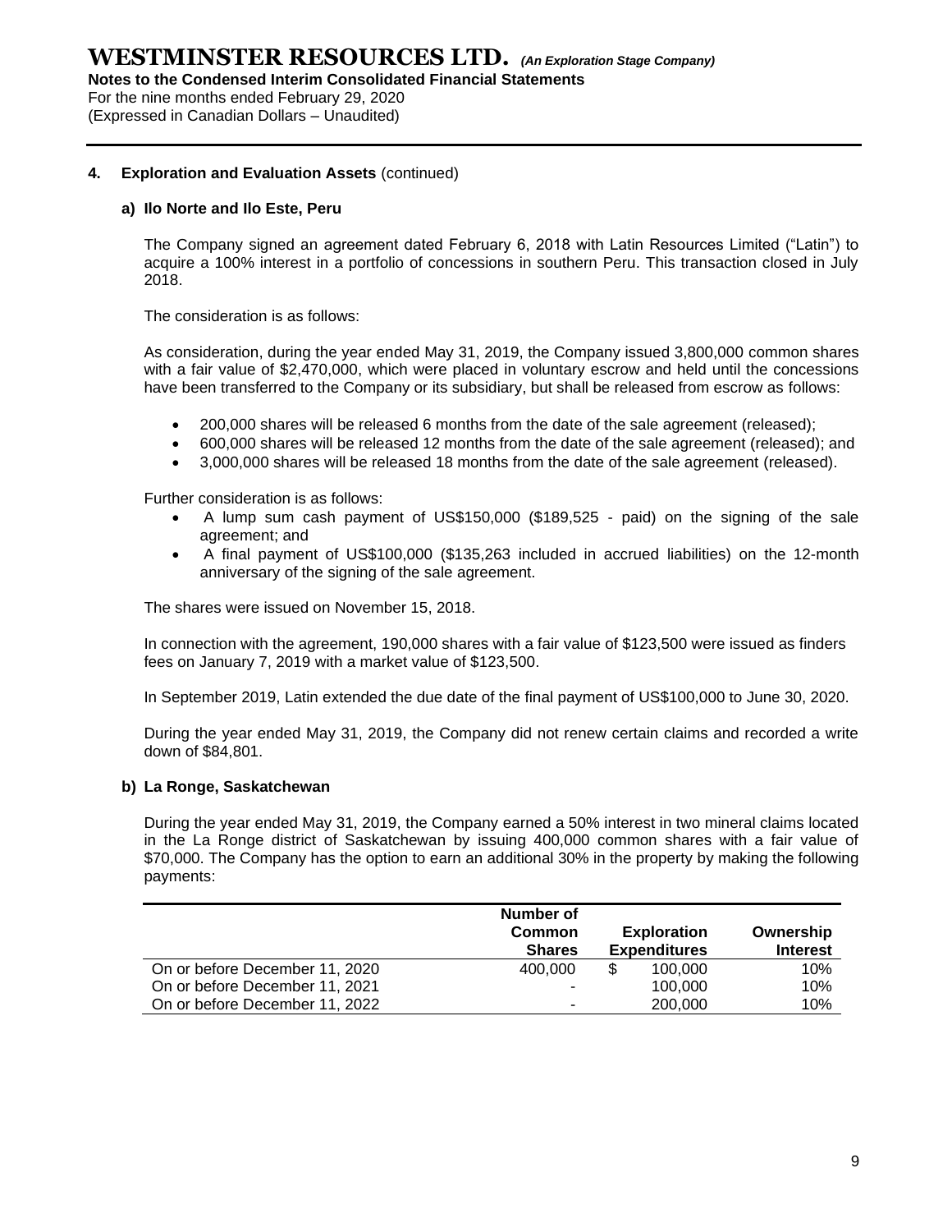## 4. Exploration and Evaluation Assets (continued)

### a) Ilo Norte and Ilo Este, Peru

The Company signed an agreement dated February 6, 2018 with Latin Resources Limited ("Latin") to acquire a 100% interest in a portfolio of concessions in southern Peru. This transaction closed in July 2018.

The consideration is as follows:

As consideration, during the year ended May 31, 2019, the Company issued 3,800,000 common shares with a fair value of $2,470,000, which were placed in voluntary escrow and held until the concessions have been transferred to the Company or its subsidiary, but shall be released from escrow as follows:

- 200,000 shares will be released 6 months from the date of the sale agreement (released);
- 600,000 shares will be released 12 months from the date of the sale agreement (released); and
- 3,000,000 shares will be released 18 months from the date of the sale agreement (released).

Further consideration is as follows:

- A lump sum cash payment of US$150,000 ($189,525 - paid) on the signing of the sale agreement; and
- A final payment of US$100,000 ($135,263 included in accrued liabilities) on the 12-month anniversary of the signing of the sale agreement.

The shares were issued on November 15, 2018.

In connection with the agreement, 190,000 shares with a fair value of $123,500 were issued as finders fees on January 7, 2019 with a market value of $123,500.

In September 2019, Latin extended the due date of the final payment of US$100,000 to June 30, 2020.

During the year ended May 31, 2019, the Company did not renew certain claims and recorded a write down of $84,801.

### b) La Ronge, Saskatchewan

During the year ended May 31, 2019, the Company earned a 50% interest in two mineral claims located in the La Ronge district of Saskatchewan by issuing 400,000 common shares with a fair value of $70,000. The Company has the option to earn an additional 30% in the property by making the following payments:

| | Number of Common Shares | Exploration Expenditures | Ownership Interest |
|---|---|---|---|
| On or before December 11, 2020 | 400,000 | $ 100,000 | 10% |
| On or before December 11, 2021 | - | 100,000 | 10% |
| On or before December 11, 2022 | - | 200,000 | 10% |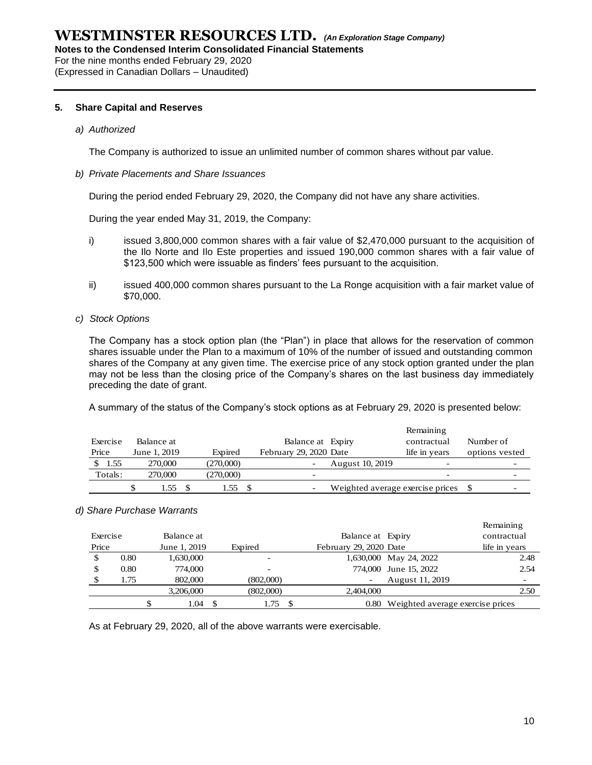# WESTMINSTER RESOURCES LTD. *(An Exploration Stage Company)*

**Notes to the Condensed Interim Consolidated Financial Statements**
For the nine months ended February 29, 2020
(Expressed in Canadian Dollars – Unaudited)

## 5. Share Capital and Reserves

*a) Authorized*

The Company is authorized to issue an unlimited number of common shares without par value.

*b) Private Placements and Share Issuances*

During the period ended February 29, 2020, the Company did not have any share activities.

During the year ended May 31, 2019, the Company:

i) issued 3,800,000 common shares with a fair value of $2,470,000 pursuant to the acquisition of the Ilo Norte and Ilo Este properties and issued 190,000 common shares with a fair value of $123,500 which were issuable as finders' fees pursuant to the acquisition.

ii) issued 400,000 common shares pursuant to the La Ronge acquisition with a fair market value of $70,000.

*c) Stock Options*

The Company has a stock option plan (the "Plan") in place that allows for the reservation of common shares issuable under the Plan to a maximum of 10% of the number of issued and outstanding common shares of the Company at any given time. The exercise price of any stock option granted under the plan may not be less than the closing price of the Company's shares on the last business day immediately preceding the date of grant.

A summary of the status of the Company's stock options as at February 29, 2020 is presented below:

| Exercise Price | Balance at June 1, 2019 | Expired | Balance at February 29, 2020 | Expiry Date | Remaining contractual life in years | Number of options vested |
|---|---|---|---|---|---|---|
| $ 1.55 | 270,000 | (270,000) | - | August 10, 2019 | - | - |
| Totals: | 270,000 | (270,000) | - | | - | - |
| | $ 1.55 | $ 1.55 | $ - | Weighted average exercise prices | | $ - |

*d) Share Purchase Warrants*

| Exercise Price | Balance at June 1, 2019 | Expired | Balance at February 29, 2020 | Expiry Date | Remaining contractual life in years |
|---|---|---|---|---|---|
| $ 0.80 | 1,630,000 | - | 1,630,000 | May 24, 2022 | 2.48 |
| $ 0.80 | 774,000 | - | 774,000 | June 15, 2022 | 2.54 |
| $ 1.75 | 802,000 | (802,000) | - | August 11, 2019 | - |
| | 3,206,000 | (802,000) | 2,404,000 | | 2.50 |
| | $ 1.04 | $ 1.75 | $ 0.80 | Weighted average exercise prices | |

As at February 29, 2020, all of the above warrants were exercisable.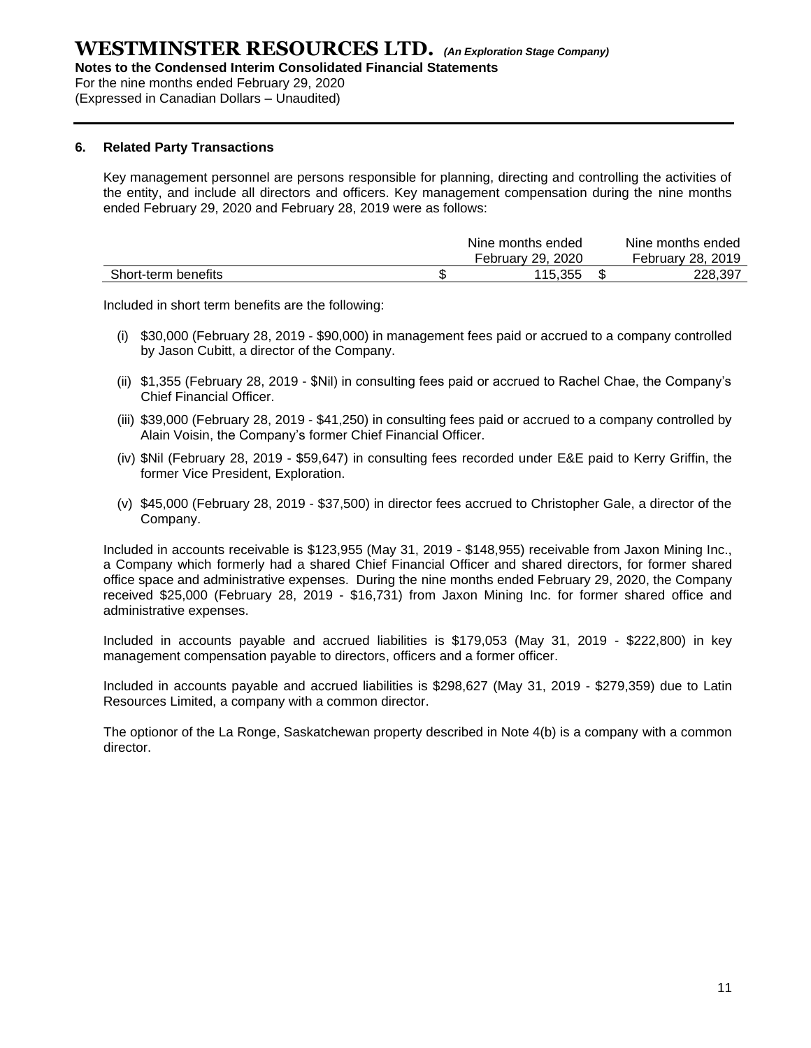### 6. Related Party Transactions

Key management personnel are persons responsible for planning, directing and controlling the activities of the entity, and include all directors and officers. Key management compensation during the nine months ended February 29, 2020 and February 28, 2019 were as follows:

| | Nine months ended February 29, 2020 | Nine months ended February 28, 2019 |
|---|---|---|
| Short-term benefits | $ 115,355 | $ 228,397 |

Included in short term benefits are the following:

(i) \$30,000 (February 28, 2019 - \$90,000) in management fees paid or accrued to a company controlled by Jason Cubitt, a director of the Company.

(ii) \$1,355 (February 28, 2019 - \$Nil) in consulting fees paid or accrued to Rachel Chae, the Company's Chief Financial Officer.

(iii) \$39,000 (February 28, 2019 - \$41,250) in consulting fees paid or accrued to a company controlled by Alain Voisin, the Company's former Chief Financial Officer.

(iv) \$Nil (February 28, 2019 - \$59,647) in consulting fees recorded under E&E paid to Kerry Griffin, the former Vice President, Exploration.

(v) \$45,000 (February 28, 2019 - \$37,500) in director fees accrued to Christopher Gale, a director of the Company.

Included in accounts receivable is \$123,955 (May 31, 2019 - \$148,955) receivable from Jaxon Mining Inc., a Company which formerly had a shared Chief Financial Officer and shared directors, for former shared office space and administrative expenses. During the nine months ended February 29, 2020, the Company received \$25,000 (February 28, 2019 - \$16,731) from Jaxon Mining Inc. for former shared office and administrative expenses.

Included in accounts payable and accrued liabilities is \$179,053 (May 31, 2019 - \$222,800) in key management compensation payable to directors, officers and a former officer.

Included in accounts payable and accrued liabilities is \$298,627 (May 31, 2019 - \$279,359) due to Latin Resources Limited, a company with a common director.

The optionor of the La Ronge, Saskatchewan property described in Note 4(b) is a company with a common director.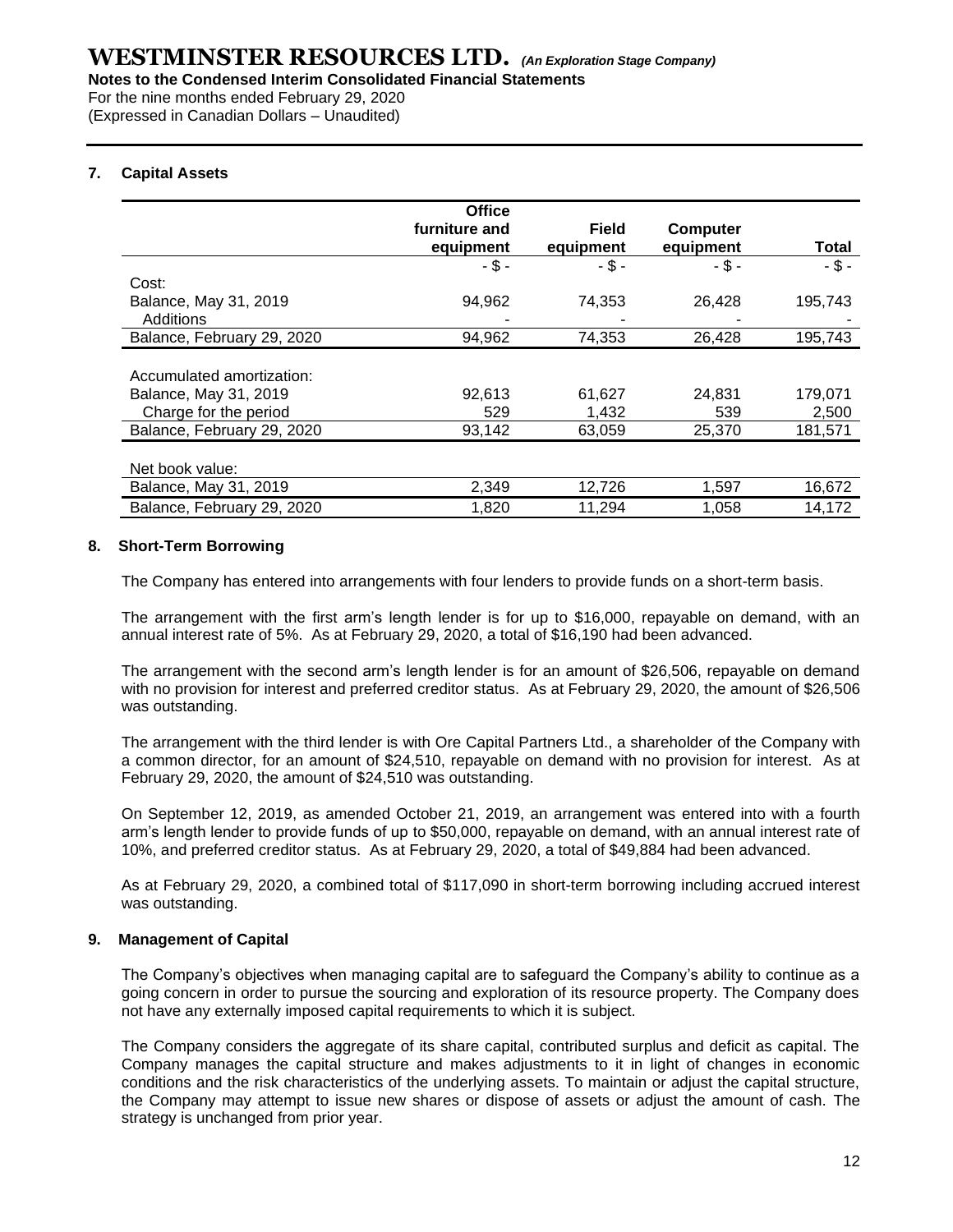## 7. Capital Assets

| | Office furniture and equipment | Field equipment | Computer equipment | Total |
|---|---|---|---|---|
| | - $ - | - $ - | - $ - | - $ - |
| Cost: | | | | |
| Balance, May 31, 2019 | 94,962 | 74,353 | 26,428 | 195,743 |
| Additions | - | - | - | - |
| Balance, February 29, 2020 | 94,962 | 74,353 | 26,428 | 195,743 |
| | | | | |
| Accumulated amortization: | | | | |
| Balance, May 31, 2019 | 92,613 | 61,627 | 24,831 | 179,071 |
| Charge for the period | 529 | 1,432 | 539 | 2,500 |
| Balance, February 29, 2020 | 93,142 | 63,059 | 25,370 | 181,571 |
| | | | | |
| Net book value: | | | | |
| Balance, May 31, 2019 | 2,349 | 12,726 | 1,597 | 16,672 |
| Balance, February 29, 2020 | 1,820 | 11,294 | 1,058 | 14,172 |

## 8. Short-Term Borrowing

The Company has entered into arrangements with four lenders to provide funds on a short-term basis.

The arrangement with the first arm's length lender is for up to $16,000, repayable on demand, with an annual interest rate of 5%. As at February 29, 2020, a total of $16,190 had been advanced.

The arrangement with the second arm's length lender is for an amount of $26,506, repayable on demand with no provision for interest and preferred creditor status. As at February 29, 2020, the amount of $26,506 was outstanding.

The arrangement with the third lender is with Ore Capital Partners Ltd., a shareholder of the Company with a common director, for an amount of $24,510, repayable on demand with no provision for interest. As at February 29, 2020, the amount of $24,510 was outstanding.

On September 12, 2019, as amended October 21, 2019, an arrangement was entered into with a fourth arm's length lender to provide funds of up to $50,000, repayable on demand, with an annual interest rate of 10%, and preferred creditor status. As at February 29, 2020, a total of $49,884 had been advanced.

As at February 29, 2020, a combined total of $117,090 in short-term borrowing including accrued interest was outstanding.

## 9. Management of Capital

The Company's objectives when managing capital are to safeguard the Company's ability to continue as a going concern in order to pursue the sourcing and exploration of its resource property. The Company does not have any externally imposed capital requirements to which it is subject.

The Company considers the aggregate of its share capital, contributed surplus and deficit as capital. The Company manages the capital structure and makes adjustments to it in light of changes in economic conditions and the risk characteristics of the underlying assets. To maintain or adjust the capital structure, the Company may attempt to issue new shares or dispose of assets or adjust the amount of cash. The strategy is unchanged from prior year.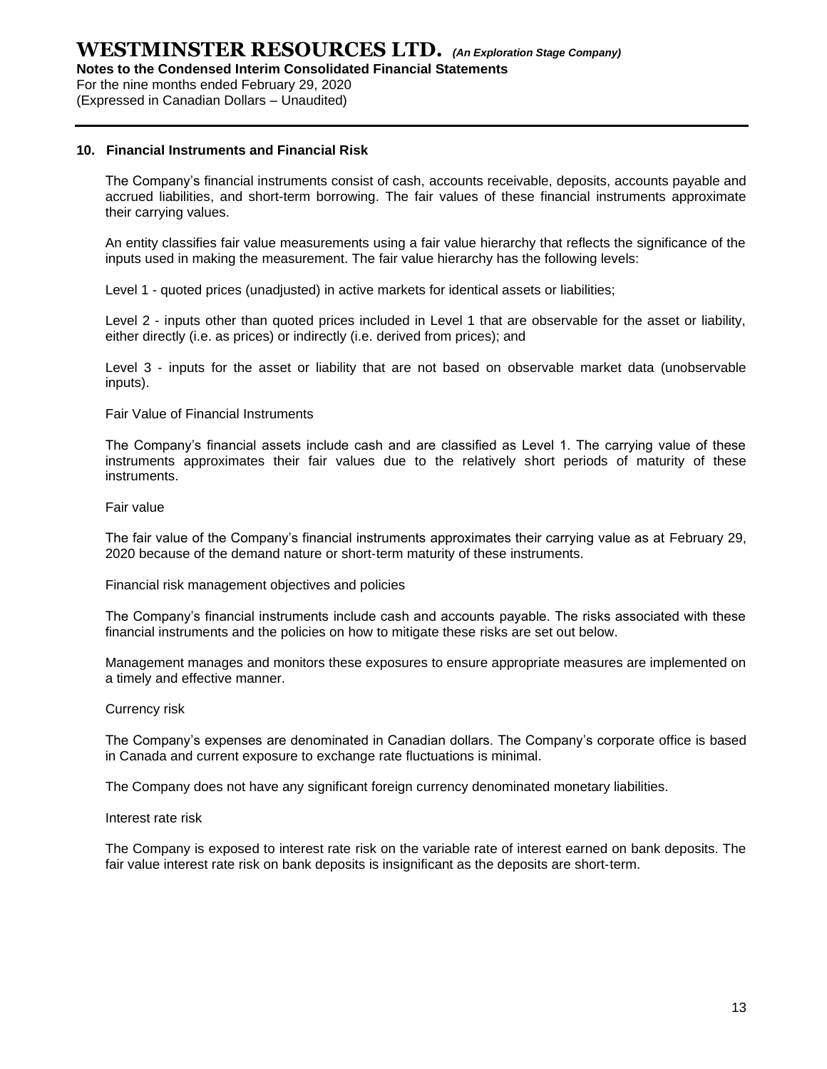## 10. Financial Instruments and Financial Risk

The Company's financial instruments consist of cash, accounts receivable, deposits, accounts payable and accrued liabilities, and short-term borrowing. The fair values of these financial instruments approximate their carrying values.

An entity classifies fair value measurements using a fair value hierarchy that reflects the significance of the inputs used in making the measurement. The fair value hierarchy has the following levels:

Level 1 - quoted prices (unadjusted) in active markets for identical assets or liabilities;

Level 2 - inputs other than quoted prices included in Level 1 that are observable for the asset or liability, either directly (i.e. as prices) or indirectly (i.e. derived from prices); and

Level 3 - inputs for the asset or liability that are not based on observable market data (unobservable inputs).

Fair Value of Financial Instruments

The Company's financial assets include cash and are classified as Level 1. The carrying value of these instruments approximates their fair values due to the relatively short periods of maturity of these instruments.

Fair value

The fair value of the Company's financial instruments approximates their carrying value as at February 29, 2020 because of the demand nature or short-term maturity of these instruments.

Financial risk management objectives and policies

The Company's financial instruments include cash and accounts payable. The risks associated with these financial instruments and the policies on how to mitigate these risks are set out below.

Management manages and monitors these exposures to ensure appropriate measures are implemented on a timely and effective manner.

Currency risk

The Company's expenses are denominated in Canadian dollars. The Company's corporate office is based in Canada and current exposure to exchange rate fluctuations is minimal.

The Company does not have any significant foreign currency denominated monetary liabilities.

Interest rate risk

The Company is exposed to interest rate risk on the variable rate of interest earned on bank deposits. The fair value interest rate risk on bank deposits is insignificant as the deposits are short-term.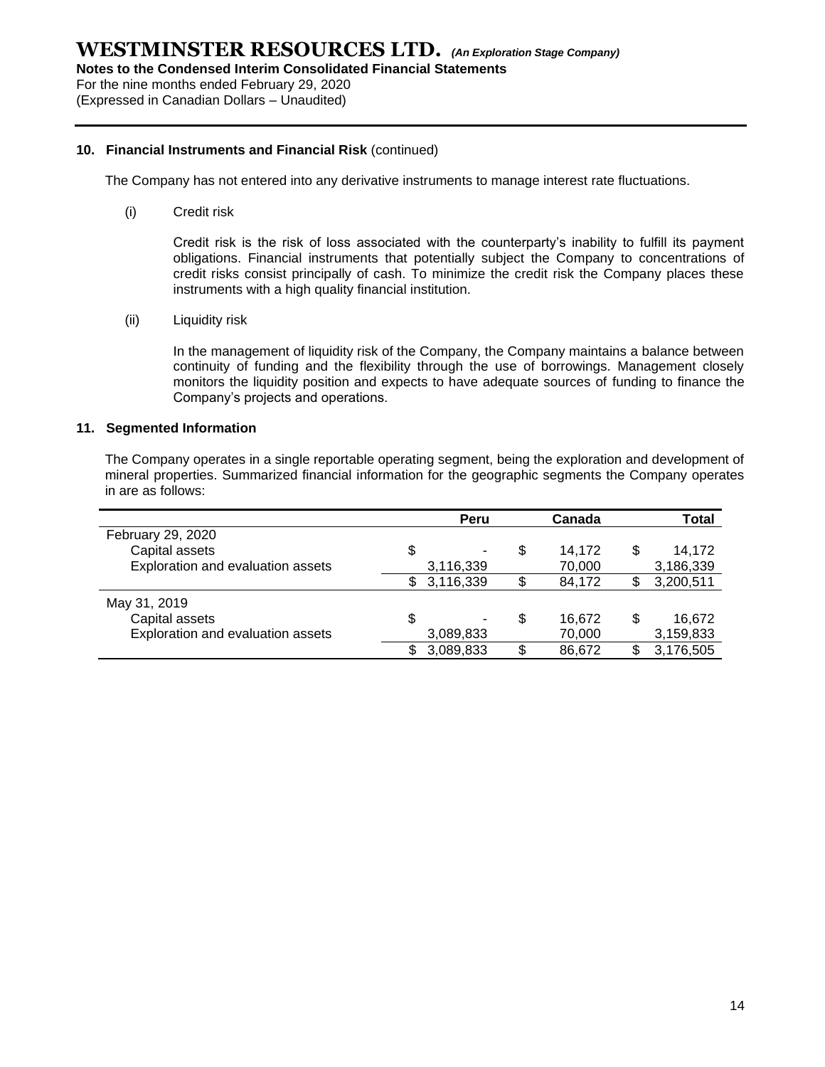## 10. Financial Instruments and Financial Risk (continued)

The Company has not entered into any derivative instruments to manage interest rate fluctuations.

(i) Credit risk

Credit risk is the risk of loss associated with the counterparty's inability to fulfill its payment obligations. Financial instruments that potentially subject the Company to concentrations of credit risks consist principally of cash. To minimize the credit risk the Company places these instruments with a high quality financial institution.

(ii) Liquidity risk

In the management of liquidity risk of the Company, the Company maintains a balance between continuity of funding and the flexibility through the use of borrowings. Management closely monitors the liquidity position and expects to have adequate sources of funding to finance the Company's projects and operations.

## 11. Segmented Information

The Company operates in a single reportable operating segment, being the exploration and development of mineral properties. Summarized financial information for the geographic segments the Company operates in are as follows:

| | Peru | Canada | Total |
|---|---|---|---|
| February 29, 2020 | | | |
| Capital assets | $ - | $ 14,172 | $ 14,172 |
| Exploration and evaluation assets | 3,116,339 | 70,000 | 3,186,339 |
| | $ 3,116,339 | $ 84,172 | $ 3,200,511 |
| May 31, 2019 | | | |
| Capital assets | $ - | $ 16,672 | $ 16,672 |
| Exploration and evaluation assets | 3,089,833 | 70,000 | 3,159,833 |
| | $ 3,089,833 | $ 86,672 | $ 3,176,505 |